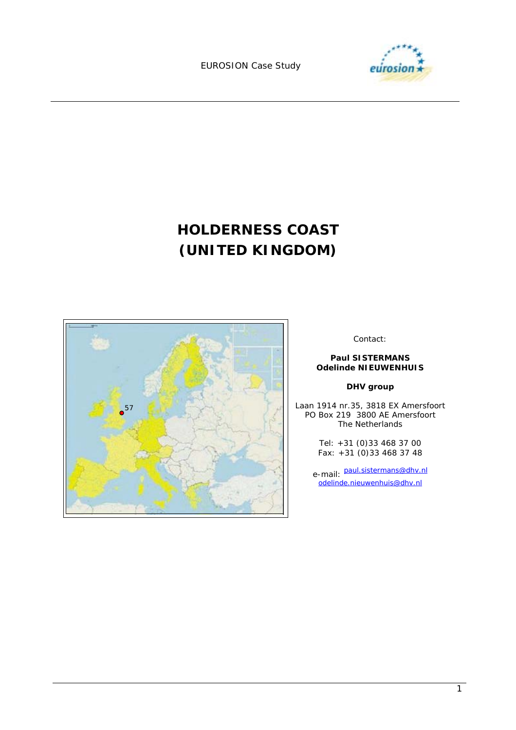EUROSION Case Study

# HOLDERNESS COAST (UNITED KINGDOM)

57

Contact:

**Paul SISTERMANS**
**Odelinde NIEUWENHUIS**

**DHV group**

Laan 1914 nr.35, 3818 EX Amersfoort
PO Box 219 3800 AE Amersfoort
The Netherlands

Tel: +31 (0)33 468 37 00
Fax: +31 (0)33 468 37 48

e-mail: paul.sistermans@dhv.nl
odelinde.nieuwenhuis@dhv.nl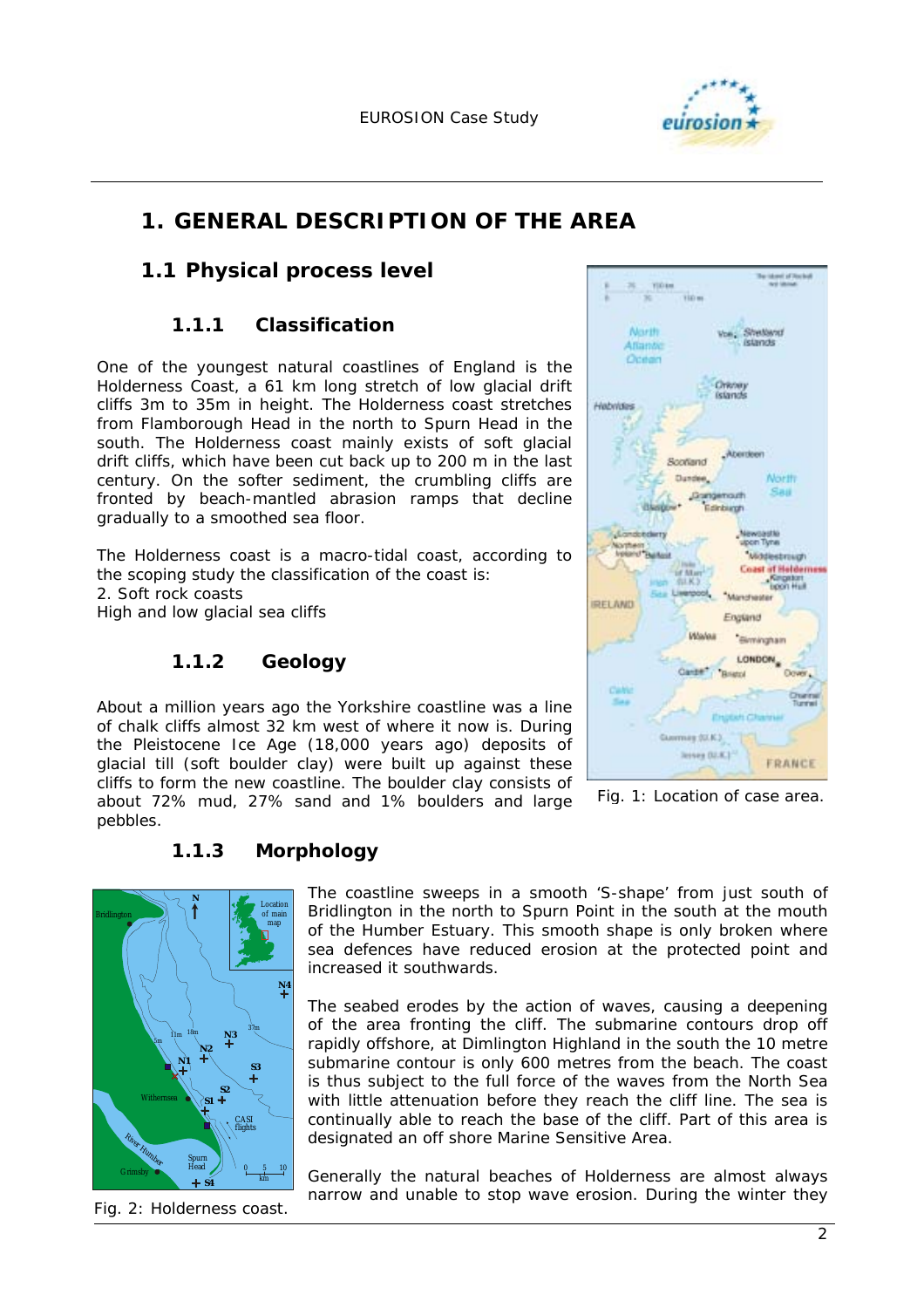# 1. GENERAL DESCRIPTION OF THE AREA

## 1.1 Physical process level

### 1.1.1 Classification

One of the youngest natural coastlines of England is the Holderness Coast, a 61 km long stretch of low glacial drift cliffs 3m to 35m in height. The Holderness coast stretches from Flamborough Head in the north to Spurn Head in the south. The Holderness coast mainly exists of soft glacial drift cliffs, which have been cut back up to 200 m in the last century. On the softer sediment, the crumbling cliffs are fronted by beach-mantled abrasion ramps that decline gradually to a smoothed sea floor.

The Holderness coast is a macro-tidal coast, according to the scoping study the classification of the coast is:
2. Soft rock coasts
High and low glacial sea cliffs

Fig. 1: Location of case area.

### 1.1.2 Geology

About a million years ago the Yorkshire coastline was a line of chalk cliffs almost 32 km west of where it now is. During the Pleistocene Ice Age (18,000 years ago) deposits of glacial till (soft boulder clay) were built up against these cliffs to form the new coastline. The boulder clay consists of about 72% mud, 27% sand and 1% boulders and large pebbles.

### 1.1.3 Morphology

Fig. 2: Holderness coast.

The coastline sweeps in a smooth 'S-shape' from just south of Bridlington in the north to Spurn Point in the south at the mouth of the Humber Estuary. This smooth shape is only broken where sea defences have reduced erosion at the protected point and increased it southwards.

The seabed erodes by the action of waves, causing a deepening of the area fronting the cliff. The submarine contours drop off rapidly offshore, at Dimlington Highland in the south the 10 metre submarine contour is only 600 metres from the beach. The coast is thus subject to the full force of the waves from the North Sea with little attenuation before they reach the cliff line. The sea is continually able to reach the base of the cliff. Part of this area is designated an off shore Marine Sensitive Area.

Generally the natural beaches of Holderness are almost always narrow and unable to stop wave erosion. During the winter they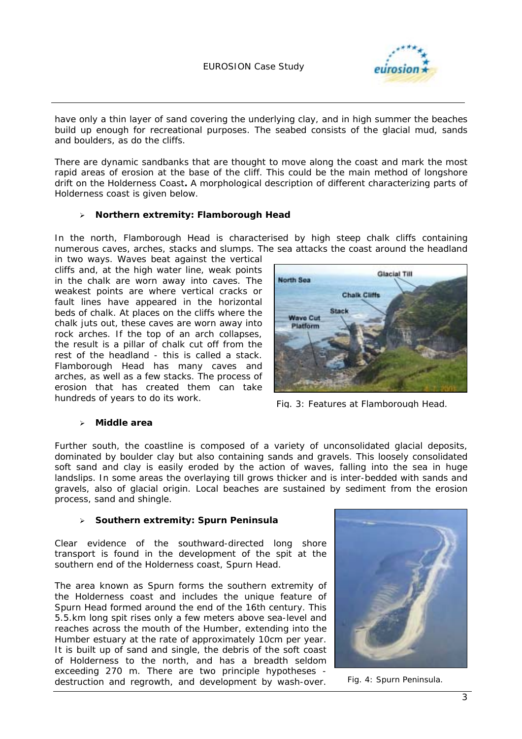have only a thin layer of sand covering the underlying clay, and in high summer the beaches build up enough for recreational purposes. The seabed consists of the glacial mud, sands and boulders, as do the cliffs.

There are dynamic sandbanks that are thought to move along the coast and mark the most rapid areas of erosion at the base of the cliff. This could be the main method of longshore drift on the Holderness Coast**.** A morphological description of different characterizing parts of Holderness coast is given below.

- **Northern extremity: Flamborough Head**

In the north, Flamborough Head is characterised by high steep chalk cliffs containing numerous caves, arches, stacks and slumps. The sea attacks the coast around the headland in two ways. Waves beat against the vertical cliffs and, at the high water line, weak points in the chalk are worn away into caves. The weakest points are where vertical cracks or fault lines have appeared in the horizontal beds of chalk. At places on the cliffs where the chalk juts out, these caves are worn away into rock arches. If the top of an arch collapses, the result is a pillar of chalk cut off from the rest of the headland - this is called a stack. Flamborough Head has many caves and arches, as well as a few stacks. The process of erosion that has created them can take hundreds of years to do its work.

Fig. 3: Features at Flamborough Head.

- **Middle area**

Further south, the coastline is composed of a variety of unconsolidated glacial deposits, dominated by boulder clay but also containing sands and gravels. This loosely consolidated soft sand and clay is easily eroded by the action of waves, falling into the sea in huge landslips. In some areas the overlaying till grows thicker and is inter-bedded with sands and gravels, also of glacial origin. Local beaches are sustained by sediment from the erosion process, sand and shingle.

- **Southern extremity: Spurn Peninsula**

Clear evidence of the southward-directed long shore transport is found in the development of the spit at the southern end of the Holderness coast, Spurn Head.

The area known as Spurn forms the southern extremity of the Holderness coast and includes the unique feature of Spurn Head formed around the end of the 16th century. This 5.5.km long spit rises only a few meters above sea-level and reaches across the mouth of the Humber, extending into the Humber estuary at the rate of approximately 10cm per year. It is built up of sand and single, the debris of the soft coast of Holderness to the north, and has a breadth seldom exceeding 270 m. There are two principle hypotheses - destruction and regrowth, and development by wash-over.

Fig. 4: Spurn Peninsula.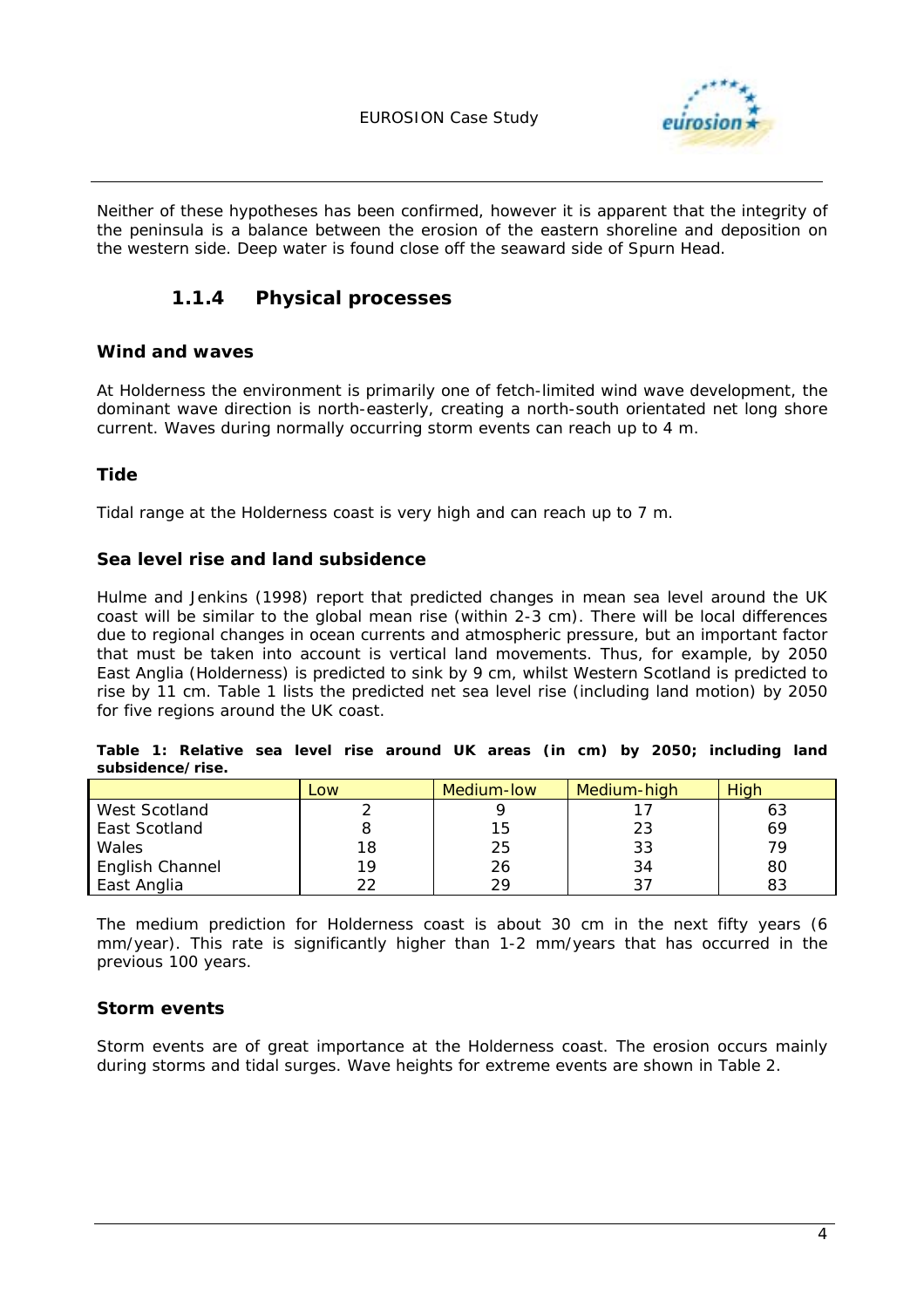Neither of these hypotheses has been confirmed, however it is apparent that the integrity of the peninsula is a balance between the erosion of the eastern shoreline and deposition on the western side. Deep water is found close off the seaward side of Spurn Head.

### 1.1.4 Physical processes

**Wind and waves**

At Holderness the environment is primarily one of fetch-limited wind wave development, the dominant wave direction is north-easterly, creating a north-south orientated net long shore current. Waves during normally occurring storm events can reach up to 4 m.

**Tide**

Tidal range at the Holderness coast is very high and can reach up to 7 m.

**Sea level rise and land subsidence**

Hulme and Jenkins (1998) report that predicted changes in mean sea level around the UK coast will be similar to the global mean rise (within 2-3 cm). There will be local differences due to regional changes in ocean currents and atmospheric pressure, but an important factor that must be taken into account is vertical land movements. Thus, for example, by 2050 East Anglia (Holderness) is predicted to sink by 9 cm, whilst Western Scotland is predicted to rise by 11 cm. Table 1 lists the predicted net sea level rise (including land motion) by 2050 for five regions around the UK coast.

**Table 1: Relative sea level rise around UK areas (in cm) by 2050; including land subsidence/rise.**

| | Low | Medium-low | Medium-high | High |
|---|---|---|---|---|
| West Scotland | 2 | 9 | 17 | 63 |
| East Scotland | 8 | 15 | 23 | 69 |
| Wales | 18 | 25 | 33 | 79 |
| English Channel | 19 | 26 | 34 | 80 |
| East Anglia | 22 | 29 | 37 | 83 |

The medium prediction for Holderness coast is about 30 cm in the next fifty years (6 mm/year). This rate is significantly higher than 1-2 mm/years that has occurred in the previous 100 years.

**Storm events**

Storm events are of great importance at the Holderness coast. The erosion occurs mainly during storms and tidal surges. Wave heights for extreme events are shown in Table 2.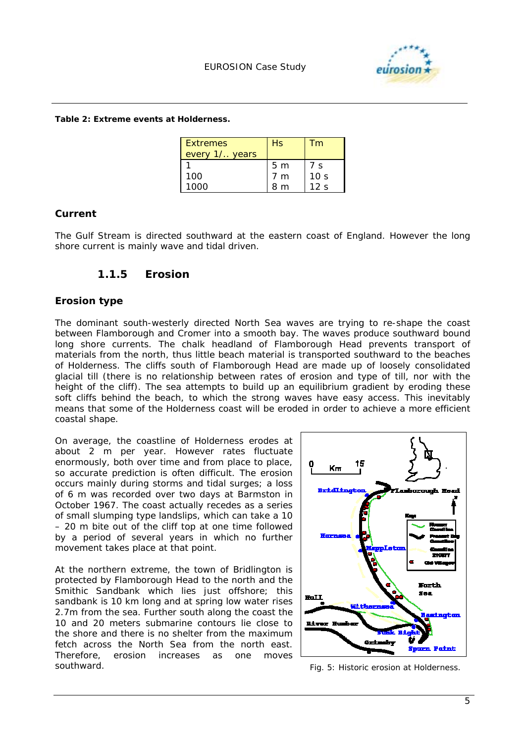**Table 2: Extreme events at Holderness.**

| Extremes every 1/.. years | Hs | Tm |
|---|---|---|
| 1 | 5 m | 7 s |
| 100 | 7 m | 10 s |
| 1000 | 8 m | 12 s |

### Current

The Gulf Stream is directed southward at the eastern coast of England. However the long shore current is mainly wave and tidal driven.

## 1.1.5 Erosion

### Erosion type

The dominant south-westerly directed North Sea waves are trying to re-shape the coast between Flamborough and Cromer into a smooth bay. The waves produce southward bound long shore currents. The chalk headland of Flamborough Head prevents transport of materials from the north, thus little beach material is transported southward to the beaches of Holderness. The cliffs south of Flamborough Head are made up of loosely consolidated glacial till (there is no relationship between rates of erosion and type of till, nor with the height of the cliff). The sea attempts to build up an equilibrium gradient by eroding these soft cliffs behind the beach, to which the strong waves have easy access. This inevitably means that some of the Holderness coast will be eroded in order to achieve a more efficient coastal shape.

On average, the coastline of Holderness erodes at about 2 m per year. However rates fluctuate enormously, both over time and from place to place, so accurate prediction is often difficult. The erosion occurs mainly during storms and tidal surges; a loss of 6 m was recorded over two days at Barmston in October 1967. The coast actually recedes as a series of small slumping type landslips, which can take a 10 – 20 m bite out of the cliff top at one time followed by a period of several years in which no further movement takes place at that point.

At the northern extreme, the town of Bridlington is protected by Flamborough Head to the north and the Smithic Sandbank which lies just offshore; this sandbank is 10 km long and at spring low water rises 2.7m from the sea. Further south along the coast the 10 and 20 meters submarine contours lie close to the shore and there is no shelter from the maximum fetch across the North Sea from the north east. Therefore, erosion increases as one moves southward.

Fig. 5: Historic erosion at Holderness.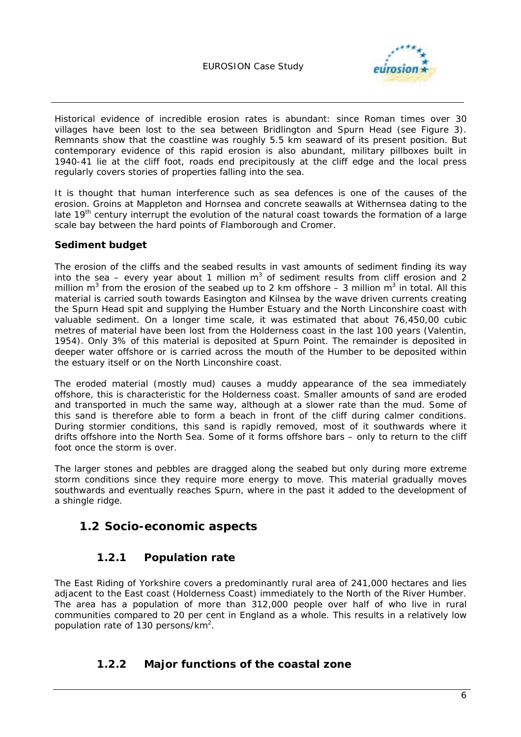Historical evidence of incredible erosion rates is abundant: since Roman times over 30 villages have been lost to the sea between Bridlington and Spurn Head (see Figure 3). Remnants show that the coastline was roughly 5.5 km seaward of its present position. But contemporary evidence of this rapid erosion is also abundant, military pillboxes built in 1940-41 lie at the cliff foot, roads end precipitously at the cliff edge and the local press regularly covers stories of properties falling into the sea.

It is thought that human interference such as sea defences is one of the causes of the erosion. Groins at Mappleton and Hornsea and concrete seawalls at Withernsea dating to the late 19th century interrupt the evolution of the natural coast towards the formation of a large scale bay between the hard points of Flamborough and Cromer.

**Sediment budget**

The erosion of the cliffs and the seabed results in vast amounts of sediment finding its way into the sea – every year about 1 million $m^3$ of sediment results from cliff erosion and 2 million $m^3$ from the erosion of the seabed up to 2 km offshore – 3 million $m^3$ in total. All this material is carried south towards Easington and Kilnsea by the wave driven currents creating the Spurn Head spit and supplying the Humber Estuary and the North Linconshire coast with valuable sediment. On a longer time scale, it was estimated that about 76,450,00 cubic metres of material have been lost from the Holderness coast in the last 100 years (Valentin, 1954). Only 3% of this material is deposited at Spurn Point. The remainder is deposited in deeper water offshore or is carried across the mouth of the Humber to be deposited within the estuary itself or on the North Linconshire coast.

The eroded material (mostly mud) causes a muddy appearance of the sea immediately offshore, this is characteristic for the Holderness coast. Smaller amounts of sand are eroded and transported in much the same way, although at a slower rate than the mud. Some of this sand is therefore able to form a beach in front of the cliff during calmer conditions. During stormier conditions, this sand is rapidly removed, most of it southwards where it drifts offshore into the North Sea. Some of it forms offshore bars – only to return to the cliff foot once the storm is over.

The larger stones and pebbles are dragged along the seabed but only during more extreme storm conditions since they require more energy to move. This material gradually moves southwards and eventually reaches Spurn, where in the past it added to the development of a shingle ridge.

## 1.2 Socio-economic aspects

### 1.2.1 Population rate

The East Riding of Yorkshire covers a predominantly rural area of 241,000 hectares and lies adjacent to the East coast (Holderness Coast) immediately to the North of the River Humber. The area has a population of more than 312,000 people over half of who live in rural communities compared to 20 per cent in England as a whole. This results in a relatively low population rate of 130 persons/$km^2$.

### 1.2.2 Major functions of the coastal zone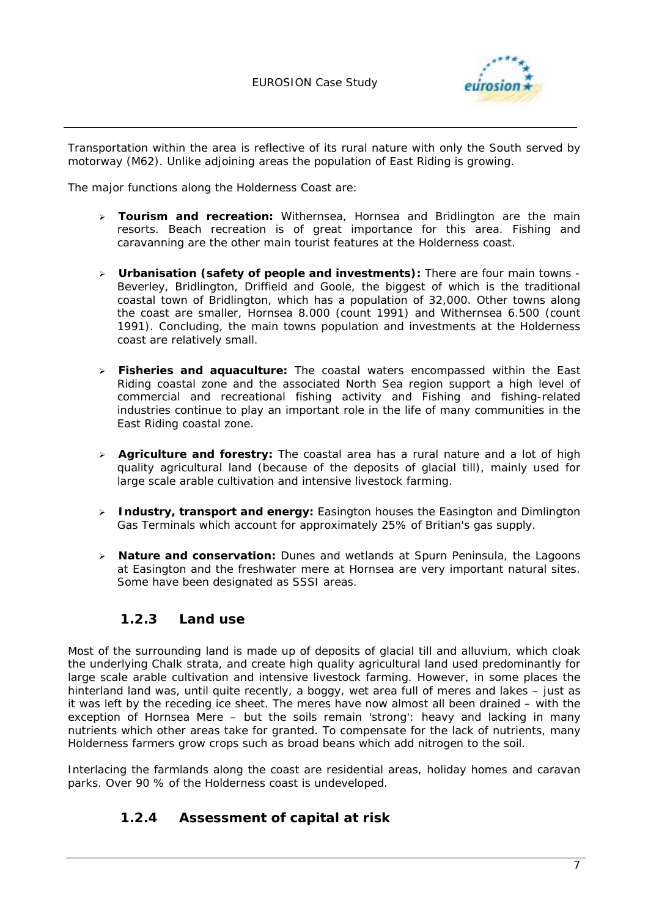Transportation within the area is reflective of its rural nature with only the South served by motorway (M62). Unlike adjoining areas the population of East Riding is growing.

The major functions along the Holderness Coast are:

- **Tourism and recreation:** Withernsea, Hornsea and Bridlington are the main resorts. Beach recreation is of great importance for this area. Fishing and caravanning are the other main tourist features at the Holderness coast.
- **Urbanisation (safety of people and investments):** There are four main towns - Beverley, Bridlington, Driffield and Goole, the biggest of which is the traditional coastal town of Bridlington, which has a population of 32,000. Other towns along the coast are smaller, Hornsea 8.000 (count 1991) and Withernsea 6.500 (count 1991). Concluding, the main towns population and investments at the Holderness coast are relatively small.
- **Fisheries and aquaculture:** The coastal waters encompassed within the East Riding coastal zone and the associated North Sea region support a high level of commercial and recreational fishing activity and Fishing and fishing-related industries continue to play an important role in the life of many communities in the East Riding coastal zone.
- **Agriculture and forestry:** The coastal area has a rural nature and a lot of high quality agricultural land (because of the deposits of glacial till), mainly used for large scale arable cultivation and intensive livestock farming.
- **Industry, transport and energy:** Easington houses the Easington and Dimlington Gas Terminals which account for approximately 25% of Britian's gas supply.
- **Nature and conservation:** Dunes and wetlands at Spurn Peninsula, the Lagoons at Easington and the freshwater mere at Hornsea are very important natural sites. Some have been designated as SSSI areas.

### 1.2.3 Land use

Most of the surrounding land is made up of deposits of glacial till and alluvium, which cloak the underlying Chalk strata, and create high quality agricultural land used predominantly for large scale arable cultivation and intensive livestock farming. However, in some places the hinterland land was, until quite recently, a boggy, wet area full of meres and lakes – just as it was left by the receding ice sheet. The meres have now almost all been drained – with the exception of Hornsea Mere – but the soils remain 'strong': heavy and lacking in many nutrients which other areas take for granted. To compensate for the lack of nutrients, many Holderness farmers grow crops such as broad beans which add nitrogen to the soil.

Interlacing the farmlands along the coast are residential areas, holiday homes and caravan parks. Over 90 % of the Holderness coast is undeveloped.

### 1.2.4 Assessment of capital at risk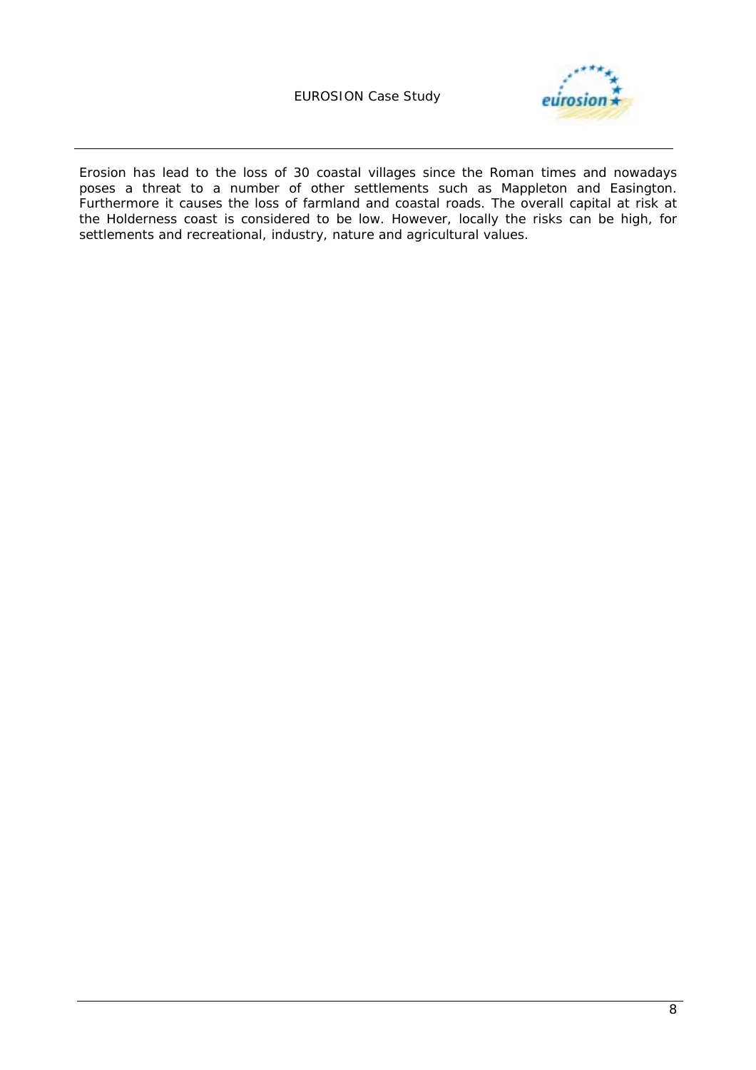Erosion has lead to the loss of 30 coastal villages since the Roman times and nowadays poses a threat to a number of other settlements such as Mappleton and Easington. Furthermore it causes the loss of farmland and coastal roads. The overall capital at risk at the Holderness coast is considered to be low. However, locally the risks can be high, for settlements and recreational, industry, nature and agricultural values.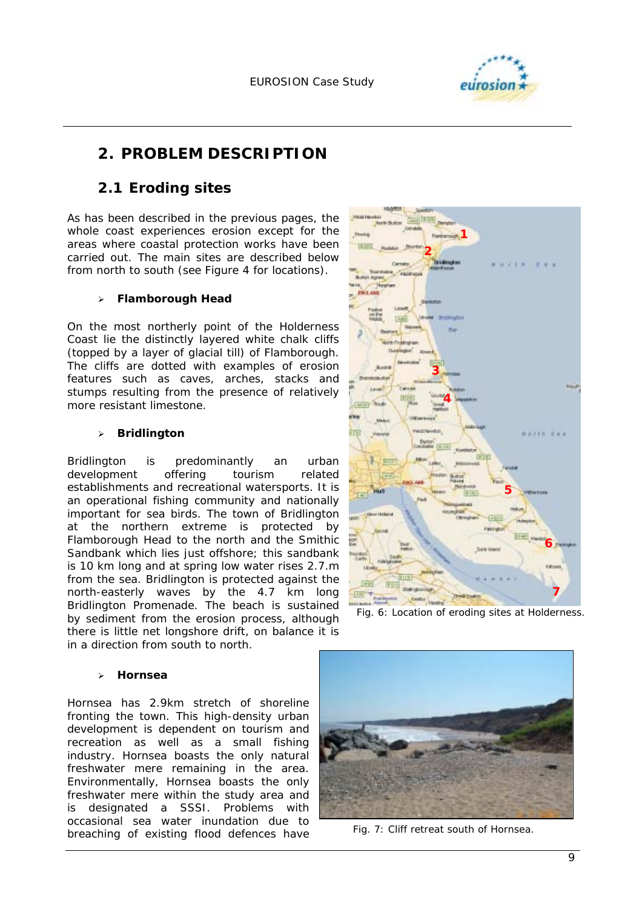## 2. PROBLEM DESCRIPTION

### 2.1 Eroding sites

As has been described in the previous pages, the whole coast experiences erosion except for the areas where coastal protection works have been carried out. The main sites are described below from north to south (see Figure 4 for locations).

- **Flamborough Head**

On the most northerly point of the Holderness Coast lie the distinctly layered white chalk cliffs (topped by a layer of glacial till) of Flamborough. The cliffs are dotted with examples of erosion features such as caves, arches, stacks and stumps resulting from the presence of relatively more resistant limestone.

- **Bridlington**

Bridlington is predominantly an urban development offering tourism related establishments and recreational watersports. It is an operational fishing community and nationally important for sea birds. The town of Bridlington at the northern extreme is protected by Flamborough Head to the north and the Smithic Sandbank which lies just offshore; this sandbank is 10 km long and at spring low water rises 2.7.m from the sea. Bridlington is protected against the north-easterly waves by the 4.7 km long Bridlington Promenade. The beach is sustained by sediment from the erosion process, although there is little net longshore drift, on balance it is in a direction from south to north.

Fig. 6: Location of eroding sites at Holderness.

- **Hornsea**

Hornsea has 2.9km stretch of shoreline fronting the town. This high-density urban development is dependent on tourism and recreation as well as a small fishing industry. Hornsea boasts the only natural freshwater mere remaining in the area. Environmentally, Hornsea boasts the only freshwater mere within the study area and is designated a SSSI. Problems with occasional sea water inundation due to breaching of existing flood defences have

Fig. 7: Cliff retreat south of Hornsea.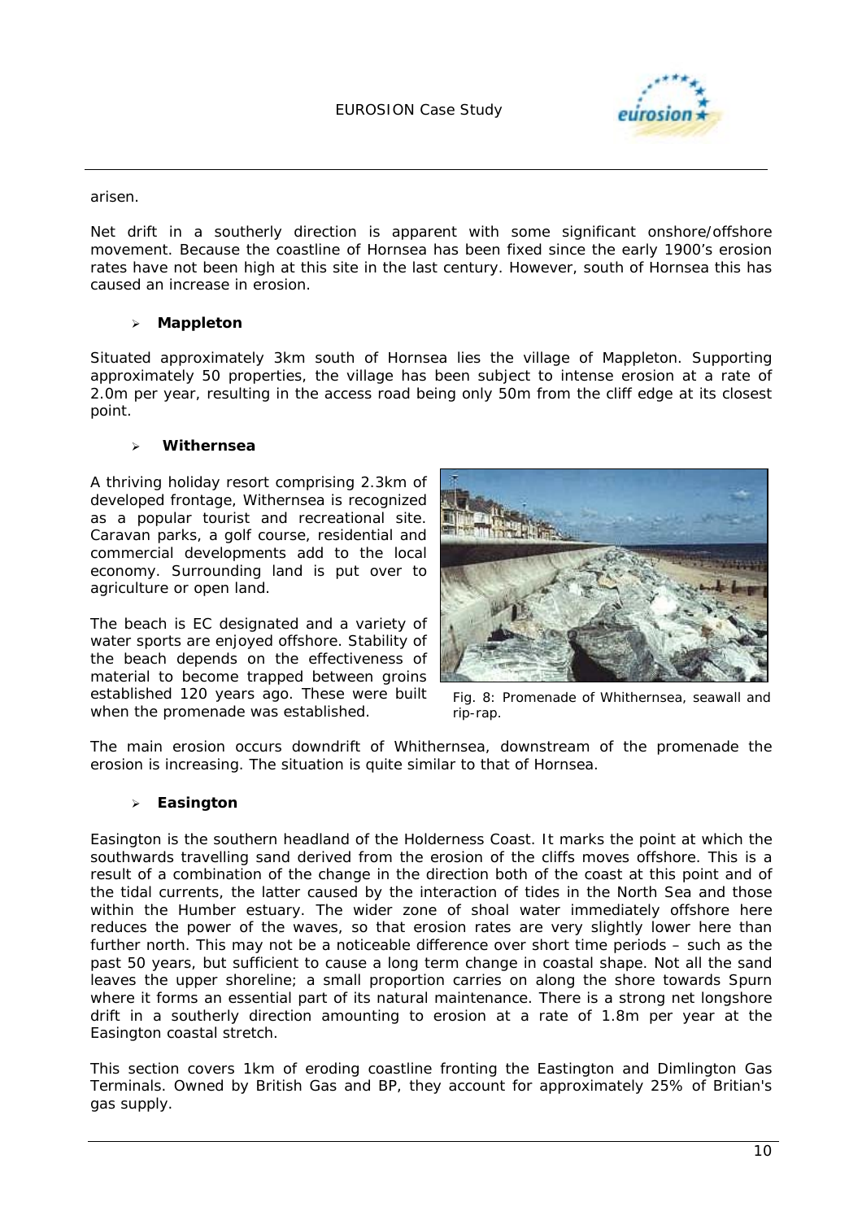arisen.

Net drift in a southerly direction is apparent with some significant onshore/offshore movement. Because the coastline of Hornsea has been fixed since the early 1900's erosion rates have not been high at this site in the last century. However, south of Hornsea this has caused an increase in erosion.

- **Mappleton**

Situated approximately 3km south of Hornsea lies the village of Mappleton. Supporting approximately 50 properties, the village has been subject to intense erosion at a rate of 2.0m per year, resulting in the access road being only 50m from the cliff edge at its closest point.

- **Withernsea**

A thriving holiday resort comprising 2.3km of developed frontage, Withernsea is recognized as a popular tourist and recreational site. Caravan parks, a golf course, residential and commercial developments add to the local economy. Surrounding land is put over to agriculture or open land.

The beach is EC designated and a variety of water sports are enjoyed offshore. Stability of the beach depends on the effectiveness of material to become trapped between groins established 120 years ago. These were built when the promenade was established.

Fig. 8: Promenade of Whithernsea, seawall and rip-rap.

The main erosion occurs downdrift of Whithernsea, downstream of the promenade the erosion is increasing. The situation is quite similar to that of Hornsea.

- **Easington**

Easington is the southern headland of the Holderness Coast. It marks the point at which the southwards travelling sand derived from the erosion of the cliffs moves offshore. This is a result of a combination of the change in the direction both of the coast at this point and of the tidal currents, the latter caused by the interaction of tides in the North Sea and those within the Humber estuary. The wider zone of shoal water immediately offshore here reduces the power of the waves, so that erosion rates are very slightly lower here than further north. This may not be a noticeable difference over short time periods – such as the past 50 years, but sufficient to cause a long term change in coastal shape. Not all the sand leaves the upper shoreline; a small proportion carries on along the shore towards Spurn where it forms an essential part of its natural maintenance. There is a strong net longshore drift in a southerly direction amounting to erosion at a rate of 1.8m per year at the Easington coastal stretch.

This section covers 1km of eroding coastline fronting the Eastington and Dimlington Gas Terminals. Owned by British Gas and BP, they account for approximately 25% of Britian's gas supply.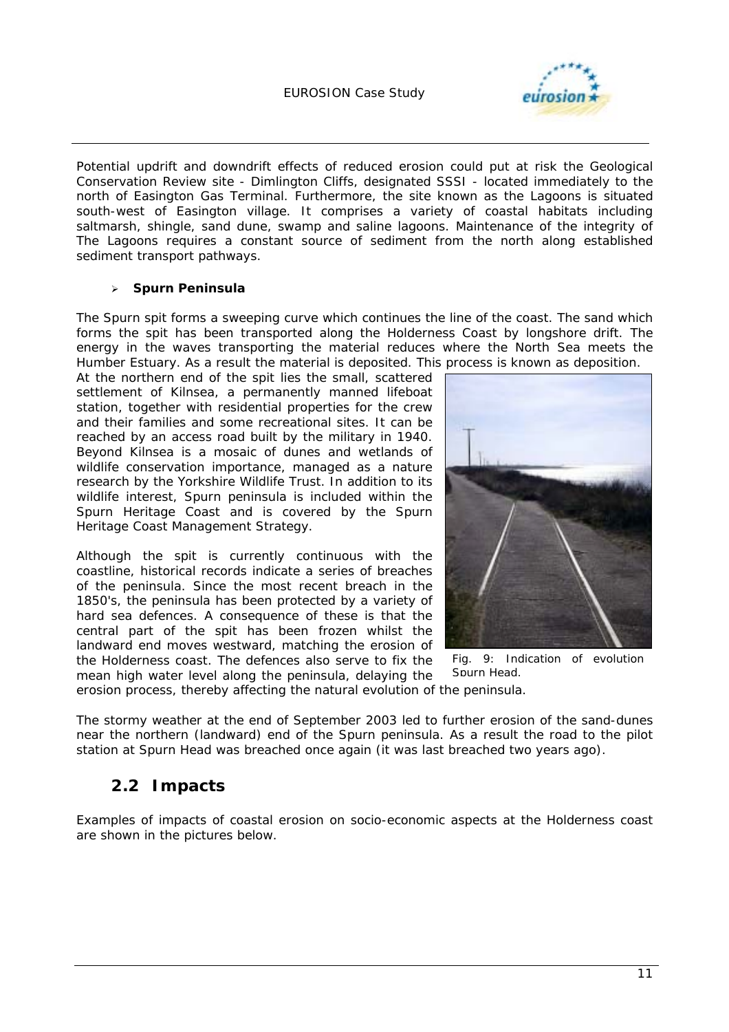Potential updrift and downdrift effects of reduced erosion could put at risk the Geological Conservation Review site - Dimlington Cliffs, designated SSSI - located immediately to the north of Easington Gas Terminal. Furthermore, the site known as the Lagoons is situated south-west of Easington village. It comprises a variety of coastal habitats including saltmarsh, shingle, sand dune, swamp and saline lagoons. Maintenance of the integrity of The Lagoons requires a constant source of sediment from the north along established sediment transport pathways.

- **Spurn Peninsula**

The Spurn spit forms a sweeping curve which continues the line of the coast. The sand which forms the spit has been transported along the Holderness Coast by longshore drift. The energy in the waves transporting the material reduces where the North Sea meets the Humber Estuary. As a result the material is deposited. This process is known as deposition.

At the northern end of the spit lies the small, scattered settlement of Kilnsea, a permanently manned lifeboat station, together with residential properties for the crew and their families and some recreational sites. It can be reached by an access road built by the military in 1940. Beyond Kilnsea is a mosaic of dunes and wetlands of wildlife conservation importance, managed as a nature research by the Yorkshire Wildlife Trust. In addition to its wildlife interest, Spurn peninsula is included within the Spurn Heritage Coast and is covered by the Spurn Heritage Coast Management Strategy.

Although the spit is currently continuous with the coastline, historical records indicate a series of breaches of the peninsula. Since the most recent breach in the 1850's, the peninsula has been protected by a variety of hard sea defences. A consequence of these is that the central part of the spit has been frozen whilst the landward end moves westward, matching the erosion of the Holderness coast. The defences also serve to fix the mean high water level along the peninsula, delaying the erosion process, thereby affecting the natural evolution of the peninsula.

Fig. 9: Indication of evolution Spurn Head.

The stormy weather at the end of September 2003 led to further erosion of the sand-dunes near the northern (landward) end of the Spurn peninsula. As a result the road to the pilot station at Spurn Head was breached once again (it was last breached two years ago).

## 2.2 Impacts

Examples of impacts of coastal erosion on socio-economic aspects at the Holderness coast are shown in the pictures below.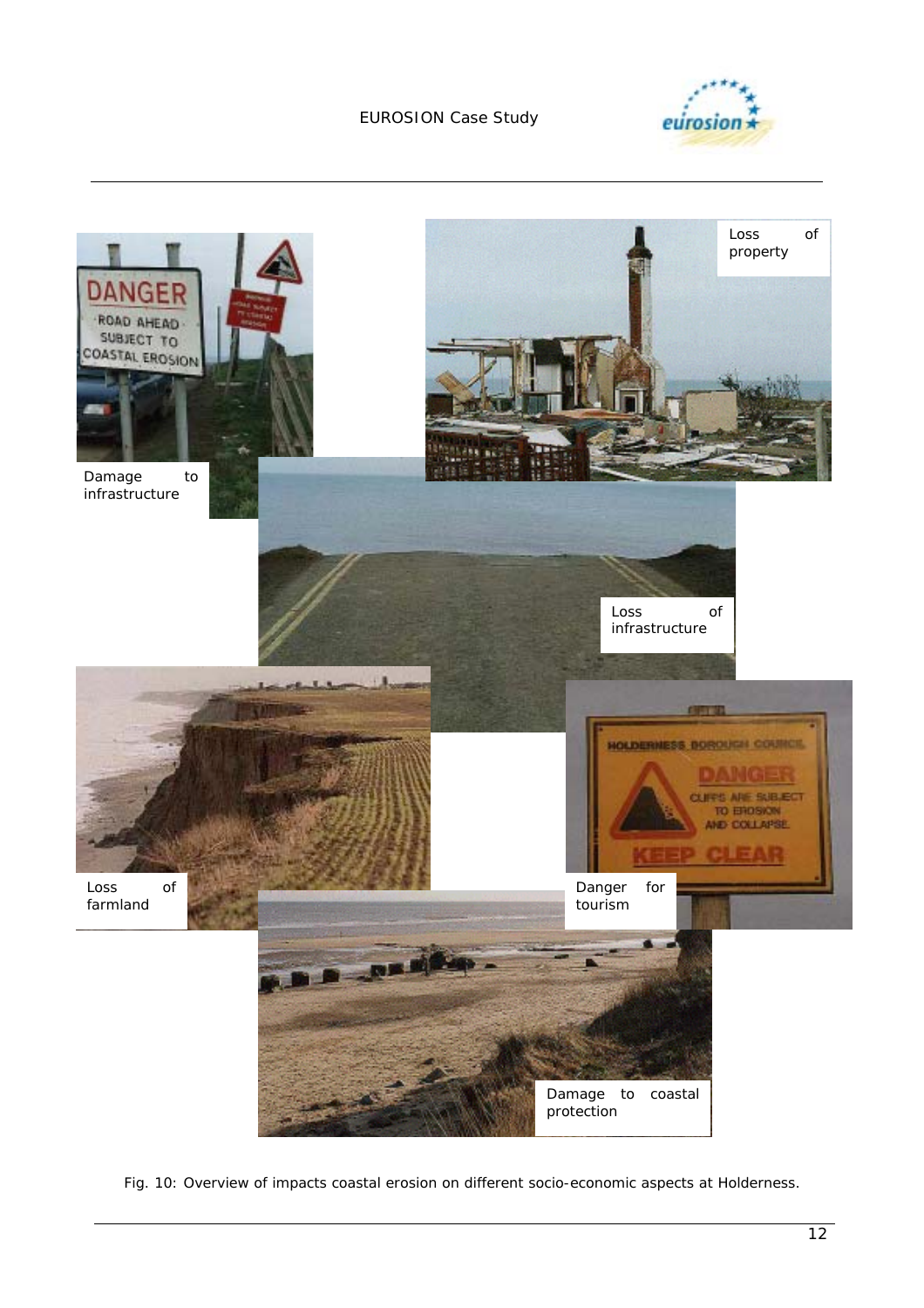Damage to infrastructure

Loss of property

Loss of infrastructure

Loss of farmland

Danger for tourism

Damage to coastal protection

Fig. 10: Overview of impacts coastal erosion on different socio-economic aspects at Holderness.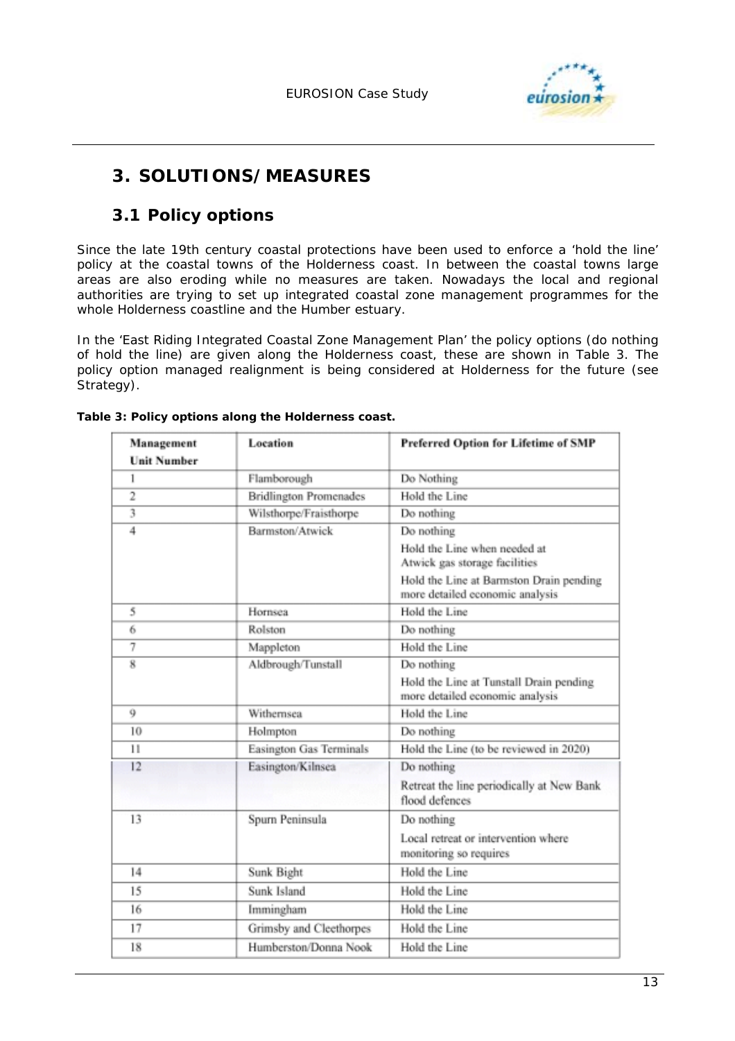## 3. SOLUTIONS/MEASURES

### 3.1 Policy options

Since the late 19th century coastal protections have been used to enforce a 'hold the line' policy at the coastal towns of the Holderness coast. In between the coastal towns large areas are also eroding while no measures are taken. Nowadays the local and regional authorities are trying to set up integrated coastal zone management programmes for the whole Holderness coastline and the Humber estuary.

In the 'East Riding Integrated Coastal Zone Management Plan' the policy options (do nothing of hold the line) are given along the Holderness coast, these are shown in Table 3. The policy option managed realignment is being considered at Holderness for the future (see Strategy).

**Table 3: Policy options along the Holderness coast.**

| Management Unit Number | Location | Preferred Option for Lifetime of SMP |
|---|---|---|
| 1 | Flamborough | Do Nothing |
| 2 | Bridlington Promenades | Hold the Line |
| 3 | Wilsthorpe/Fraisthorpe | Do nothing |
| 4 | Barmston/Atwick | Do nothing<br>Hold the Line when needed at Atwick gas storage facilities<br>Hold the Line at Barmston Drain pending more detailed economic analysis |
| 5 | Hornsea | Hold the Line |
| 6 | Rolston | Do nothing |
| 7 | Mappleton | Hold the Line |
| 8 | Aldbrough/Tunstall | Do nothing<br>Hold the Line at Tunstall Drain pending more detailed economic analysis |
| 9 | Withernsea | Hold the Line |
| 10 | Holmpton | Do nothing |
| 11 | Easington Gas Terminals | Hold the Line (to be reviewed in 2020) |
| 12 | Easington/Kilnsea | Do nothing<br>Retreat the line periodically at New Bank flood defences |
| 13 | Spurn Peninsula | Do nothing<br>Local retreat or intervention where monitoring so requires |
| 14 | Sunk Bight | Hold the Line |
| 15 | Sunk Island | Hold the Line |
| 16 | Immingham | Hold the Line |
| 17 | Grimsby and Cleethorpes | Hold the Line |
| 18 | Humberston/Donna Nook | Hold the Line |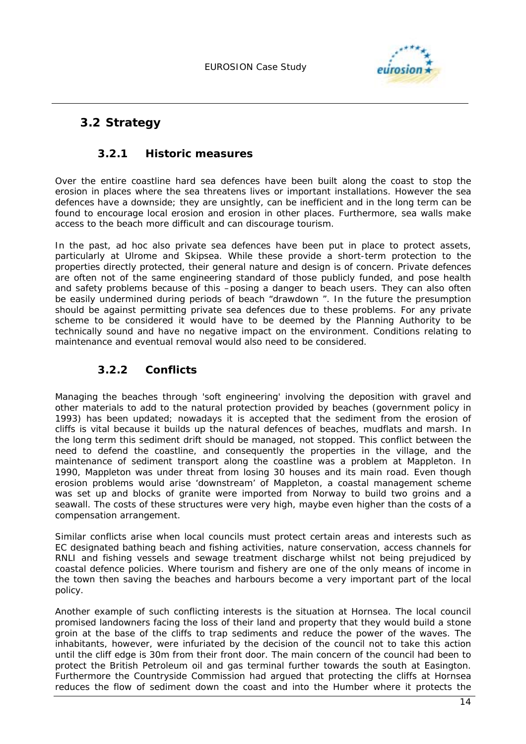## 3.2 Strategy

### 3.2.1 Historic measures

Over the entire coastline hard sea defences have been built along the coast to stop the erosion in places where the sea threatens lives or important installations. However the sea defences have a downside; they are unsightly, can be inefficient and in the long term can be found to encourage local erosion and erosion in other places. Furthermore, sea walls make access to the beach more difficult and can discourage tourism.

In the past, ad hoc also private sea defences have been put in place to protect assets, particularly at Ulrome and Skipsea. While these provide a short-term protection to the properties directly protected, their general nature and design is of concern. Private defences are often not of the same engineering standard of those publicly funded, and pose health and safety problems because of this –posing a danger to beach users. They can also often be easily undermined during periods of beach "drawdown ". In the future the presumption should be against permitting private sea defences due to these problems. For any private scheme to be considered it would have to be deemed by the Planning Authority to be technically sound and have no negative impact on the environment. Conditions relating to maintenance and eventual removal would also need to be considered.

### 3.2.2 Conflicts

Managing the beaches through 'soft engineering' involving the deposition with gravel and other materials to add to the natural protection provided by beaches (government policy in 1993) has been updated; nowadays it is accepted that the sediment from the erosion of cliffs is vital because it builds up the natural defences of beaches, mudflats and marsh. In the long term this sediment drift should be managed, not stopped. This conflict between the need to defend the coastline, and consequently the properties in the village, and the maintenance of sediment transport along the coastline was a problem at Mappleton. In 1990, Mappleton was under threat from losing 30 houses and its main road. Even though erosion problems would arise 'downstream' of Mappleton, a coastal management scheme was set up and blocks of granite were imported from Norway to build two groins and a seawall. The costs of these structures were very high, maybe even higher than the costs of a compensation arrangement.

Similar conflicts arise when local councils must protect certain areas and interests such as EC designated bathing beach and fishing activities, nature conservation, access channels for RNLI and fishing vessels and sewage treatment discharge whilst not being prejudiced by coastal defence policies. Where tourism and fishery are one of the only means of income in the town then saving the beaches and harbours become a very important part of the local policy.

Another example of such conflicting interests is the situation at Hornsea. The local council promised landowners facing the loss of their land and property that they would build a stone groin at the base of the cliffs to trap sediments and reduce the power of the waves. The inhabitants, however, were infuriated by the decision of the council not to take this action until the cliff edge is 30m from their front door. The main concern of the council had been to protect the British Petroleum oil and gas terminal further towards the south at Easington. Furthermore the Countryside Commission had argued that protecting the cliffs at Hornsea reduces the flow of sediment down the coast and into the Humber where it protects the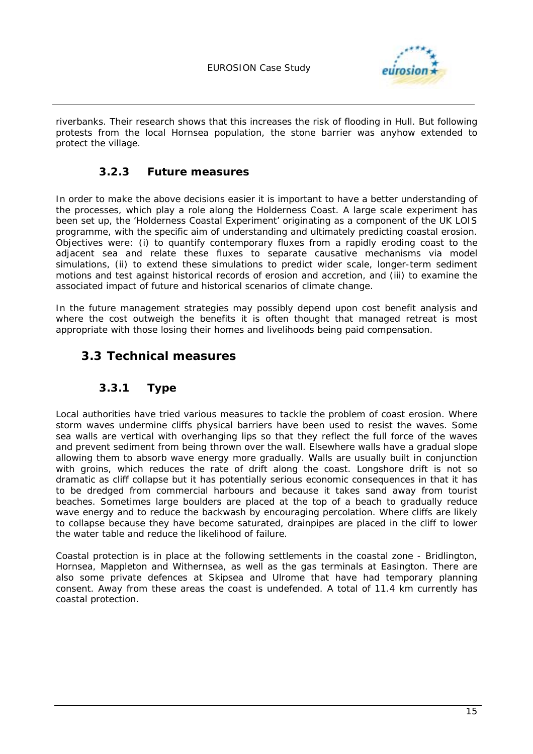riverbanks. Their research shows that this increases the risk of flooding in Hull. But following protests from the local Hornsea population, the stone barrier was anyhow extended to protect the village.

### 3.2.3 Future measures

In order to make the above decisions easier it is important to have a better understanding of the processes, which play a role along the Holderness Coast. A large scale experiment has been set up, the 'Holderness Coastal Experiment' originating as a component of the UK LOIS programme, with the specific aim of understanding and ultimately predicting coastal erosion. Objectives were: (i) to quantify contemporary fluxes from a rapidly eroding coast to the adjacent sea and relate these fluxes to separate causative mechanisms via model simulations, (ii) to extend these simulations to predict wider scale, longer-term sediment motions and test against historical records of erosion and accretion, and (iii) to examine the associated impact of future and historical scenarios of climate change.

In the future management strategies may possibly depend upon cost benefit analysis and where the cost outweigh the benefits it is often thought that managed retreat is most appropriate with those losing their homes and livelihoods being paid compensation.

## 3.3 Technical measures

### 3.3.1 Type

Local authorities have tried various measures to tackle the problem of coast erosion. Where storm waves undermine cliffs physical barriers have been used to resist the waves. Some sea walls are vertical with overhanging lips so that they reflect the full force of the waves and prevent sediment from being thrown over the wall. Elsewhere walls have a gradual slope allowing them to absorb wave energy more gradually. Walls are usually built in conjunction with groins, which reduces the rate of drift along the coast. Longshore drift is not so dramatic as cliff collapse but it has potentially serious economic consequences in that it has to be dredged from commercial harbours and because it takes sand away from tourist beaches. Sometimes large boulders are placed at the top of a beach to gradually reduce wave energy and to reduce the backwash by encouraging percolation. Where cliffs are likely to collapse because they have become saturated, drainpipes are placed in the cliff to lower the water table and reduce the likelihood of failure.

Coastal protection is in place at the following settlements in the coastal zone - Bridlington, Hornsea, Mappleton and Withernsea, as well as the gas terminals at Easington. There are also some private defences at Skipsea and Ulrome that have had temporary planning consent. Away from these areas the coast is undefended. A total of 11.4 km currently has coastal protection.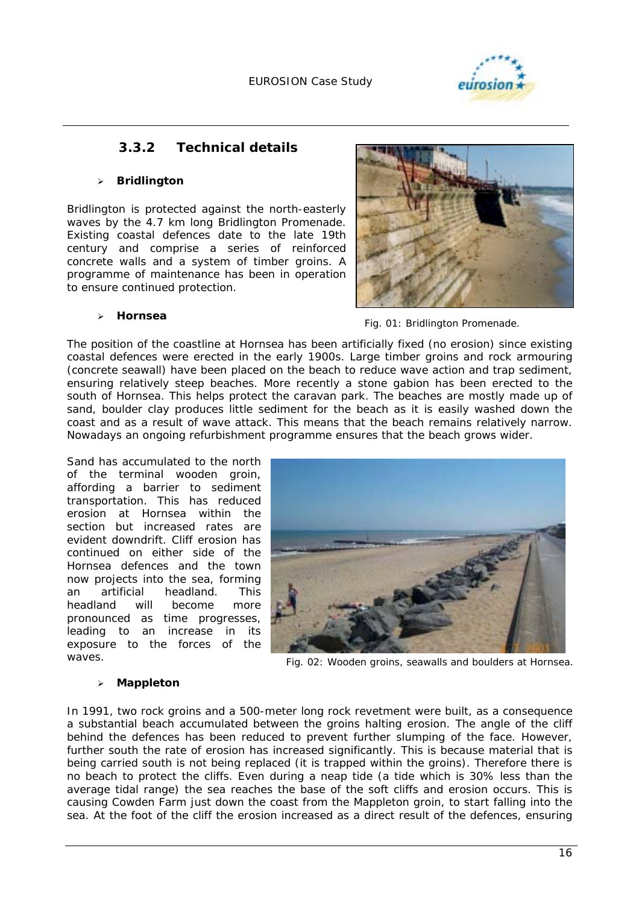### 3.3.2 Technical details

- **Bridlington**

Bridlington is protected against the north-easterly waves by the 4.7 km long Bridlington Promenade. Existing coastal defences date to the late 19th century and comprise a series of reinforced concrete walls and a system of timber groins. A programme of maintenance has been in operation to ensure continued protection.

Fig. 01: Bridlington Promenade.

- **Hornsea**

The position of the coastline at Hornsea has been artificially fixed (no erosion) since existing coastal defences were erected in the early 1900s. Large timber groins and rock armouring (concrete seawall) have been placed on the beach to reduce wave action and trap sediment, ensuring relatively steep beaches. More recently a stone gabion has been erected to the south of Hornsea. This helps protect the caravan park. The beaches are mostly made up of sand, boulder clay produces little sediment for the beach as it is easily washed down the coast and as a result of wave attack. This means that the beach remains relatively narrow. Nowadays an ongoing refurbishment programme ensures that the beach grows wider.

Sand has accumulated to the north of the terminal wooden groin, affording a barrier to sediment transportation. This has reduced erosion at Hornsea within the section but increased rates are evident downdrift. Cliff erosion has continued on either side of the Hornsea defences and the town now projects into the sea, forming an artificial headland. This headland will become more pronounced as time progresses, leading to an increase in its exposure to the forces of the waves.

Fig. 02: Wooden groins, seawalls and boulders at Hornsea.

- **Mappleton**

In 1991, two rock groins and a 500-meter long rock revetment were built, as a consequence a substantial beach accumulated between the groins halting erosion. The angle of the cliff behind the defences has been reduced to prevent further slumping of the face. However, further south the rate of erosion has increased significantly. This is because material that is being carried south is not being replaced (it is trapped within the groins). Therefore there is no beach to protect the cliffs. Even during a neap tide (a tide which is 30% less than the average tidal range) the sea reaches the base of the soft cliffs and erosion occurs. This is causing Cowden Farm just down the coast from the Mappleton groin, to start falling into the sea. At the foot of the cliff the erosion increased as a direct result of the defences, ensuring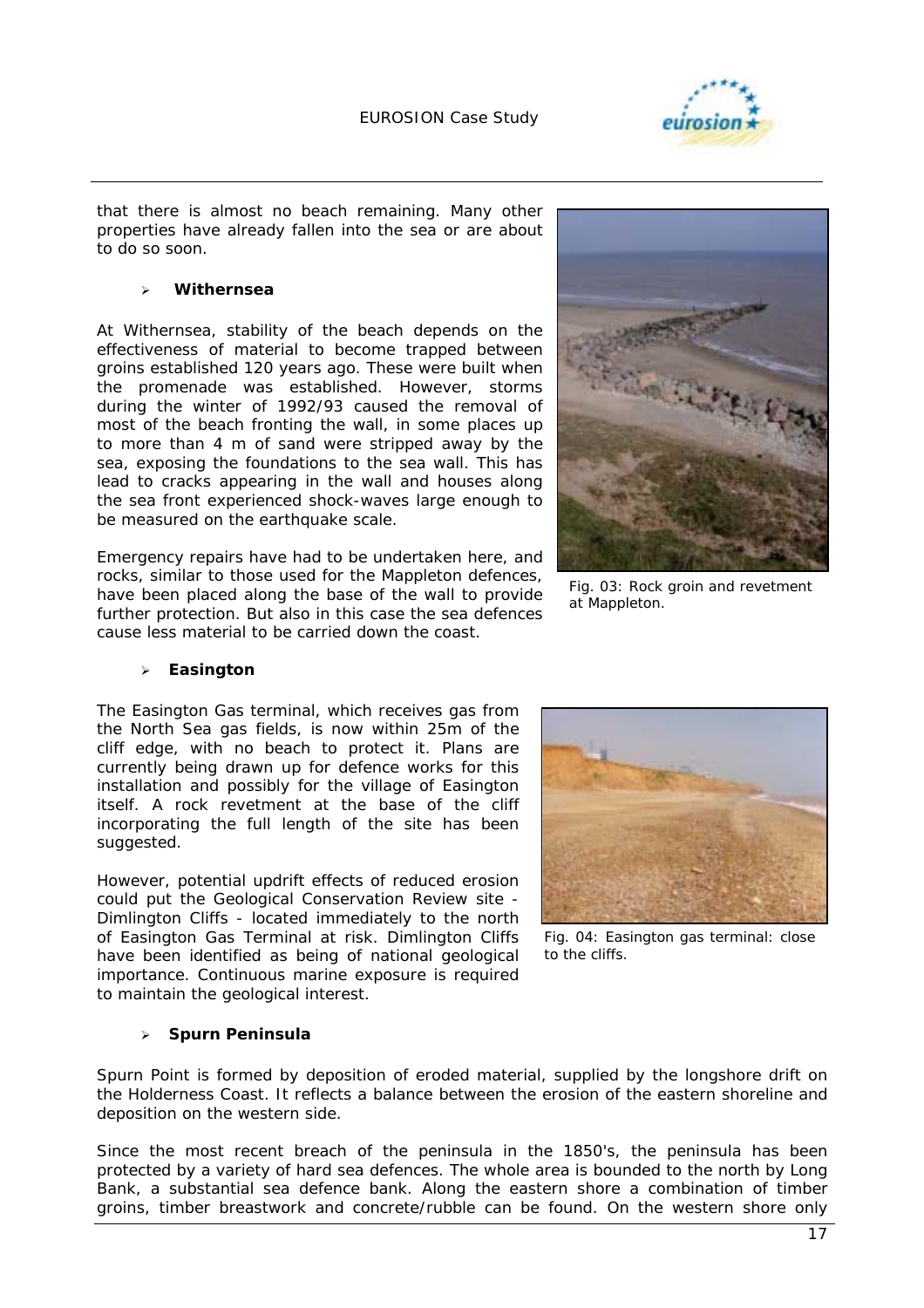that there is almost no beach remaining. Many other properties have already fallen into the sea or are about to do so soon.

- **Withernsea**

At Withernsea, stability of the beach depends on the effectiveness of material to become trapped between groins established 120 years ago. These were built when the promenade was established. However, storms during the winter of 1992/93 caused the removal of most of the beach fronting the wall, in some places up to more than 4 m of sand were stripped away by the sea, exposing the foundations to the sea wall. This has lead to cracks appearing in the wall and houses along the sea front experienced shock-waves large enough to be measured on the earthquake scale.

Emergency repairs have had to be undertaken here, and rocks, similar to those used for the Mappleton defences, have been placed along the base of the wall to provide further protection. But also in this case the sea defences cause less material to be carried down the coast.

Fig. 03: Rock groin and revetment at Mappleton.

- **Easington**

The Easington Gas terminal, which receives gas from the North Sea gas fields, is now within 25m of the cliff edge, with no beach to protect it. Plans are currently being drawn up for defence works for this installation and possibly for the village of Easington itself. A rock revetment at the base of the cliff incorporating the full length of the site has been suggested.

However, potential updrift effects of reduced erosion could put the Geological Conservation Review site - Dimlington Cliffs - located immediately to the north of Easington Gas Terminal at risk. Dimlington Cliffs have been identified as being of national geological importance. Continuous marine exposure is required to maintain the geological interest.

Fig. 04: Easington gas terminal: close to the cliffs.

- **Spurn Peninsula**

Spurn Point is formed by deposition of eroded material, supplied by the longshore drift on the Holderness Coast. It reflects a balance between the erosion of the eastern shoreline and deposition on the western side.

Since the most recent breach of the peninsula in the 1850's, the peninsula has been protected by a variety of hard sea defences. The whole area is bounded to the north by Long Bank, a substantial sea defence bank. Along the eastern shore a combination of timber groins, timber breastwork and concrete/rubble can be found. On the western shore only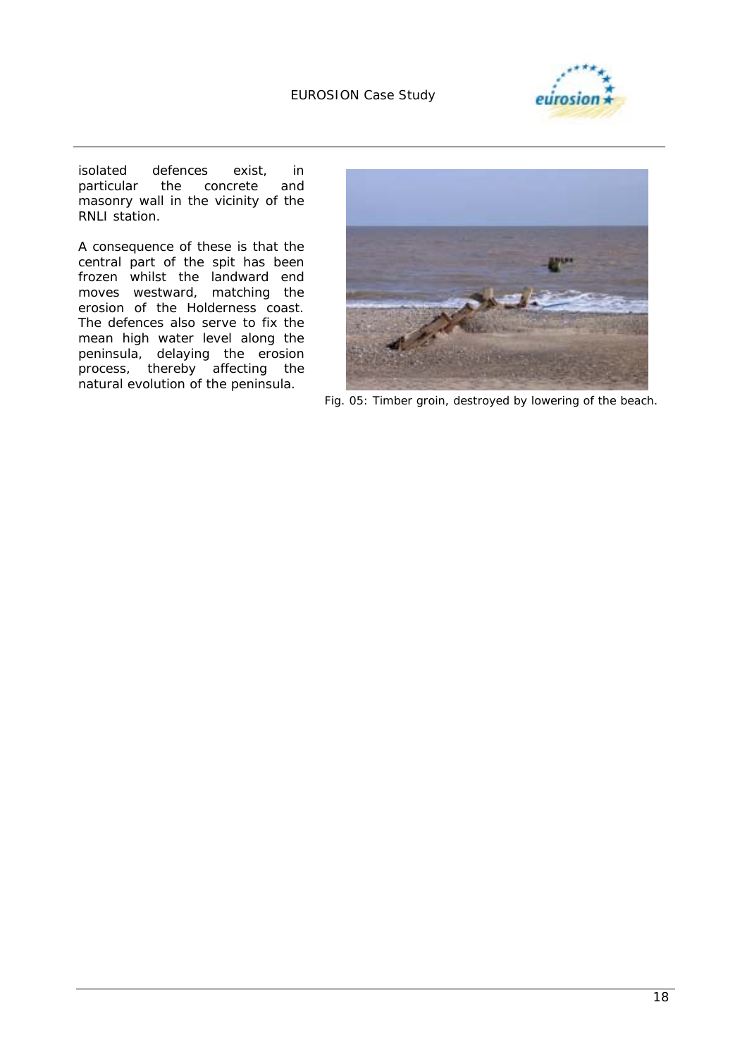isolated defences exist, in particular the concrete and masonry wall in the vicinity of the RNLI station.

A consequence of these is that the central part of the spit has been frozen whilst the landward end moves westward, matching the erosion of the Holderness coast. The defences also serve to fix the mean high water level along the peninsula, delaying the erosion process, thereby affecting the natural evolution of the peninsula.

Fig. 05: Timber groin, destroyed by lowering of the beach.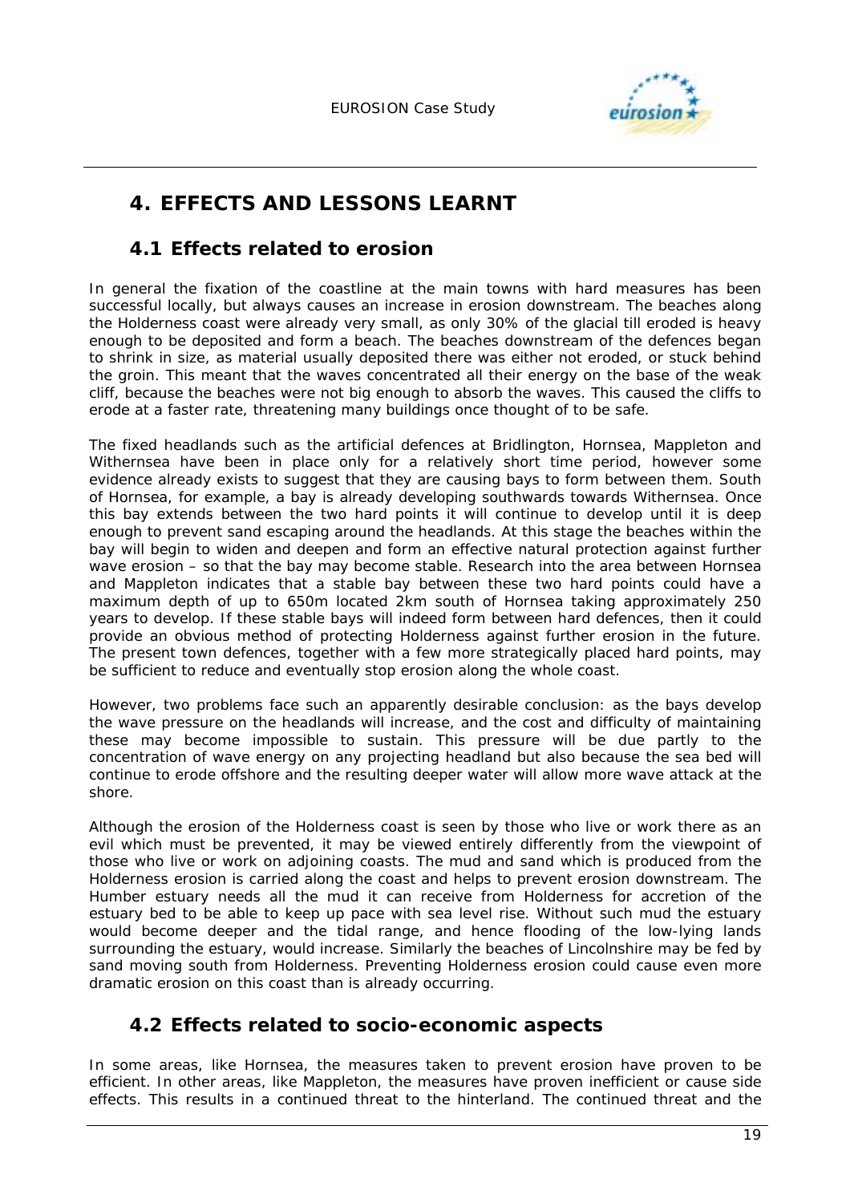# 4. EFFECTS AND LESSONS LEARNT

## 4.1 Effects related to erosion

In general the fixation of the coastline at the main towns with hard measures has been successful locally, but always causes an increase in erosion downstream. The beaches along the Holderness coast were already very small, as only 30% of the glacial till eroded is heavy enough to be deposited and form a beach. The beaches downstream of the defences began to shrink in size, as material usually deposited there was either not eroded, or stuck behind the groin. This meant that the waves concentrated all their energy on the base of the weak cliff, because the beaches were not big enough to absorb the waves. This caused the cliffs to erode at a faster rate, threatening many buildings once thought of to be safe.

The fixed headlands such as the artificial defences at Bridlington, Hornsea, Mappleton and Withernsea have been in place only for a relatively short time period, however some evidence already exists to suggest that they are causing bays to form between them. South of Hornsea, for example, a bay is already developing southwards towards Withernsea. Once this bay extends between the two hard points it will continue to develop until it is deep enough to prevent sand escaping around the headlands. At this stage the beaches within the bay will begin to widen and deepen and form an effective natural protection against further wave erosion – so that the bay may become stable. Research into the area between Hornsea and Mappleton indicates that a stable bay between these two hard points could have a maximum depth of up to 650m located 2km south of Hornsea taking approximately 250 years to develop. If these stable bays will indeed form between hard defences, then it could provide an obvious method of protecting Holderness against further erosion in the future. The present town defences, together with a few more strategically placed hard points, may be sufficient to reduce and eventually stop erosion along the whole coast.

However, two problems face such an apparently desirable conclusion: as the bays develop the wave pressure on the headlands will increase, and the cost and difficulty of maintaining these may become impossible to sustain. This pressure will be due partly to the concentration of wave energy on any projecting headland but also because the sea bed will continue to erode offshore and the resulting deeper water will allow more wave attack at the shore.

Although the erosion of the Holderness coast is seen by those who live or work there as an evil which must be prevented, it may be viewed entirely differently from the viewpoint of those who live or work on adjoining coasts. The mud and sand which is produced from the Holderness erosion is carried along the coast and helps to prevent erosion downstream. The Humber estuary needs all the mud it can receive from Holderness for accretion of the estuary bed to be able to keep up pace with sea level rise. Without such mud the estuary would become deeper and the tidal range, and hence flooding of the low-lying lands surrounding the estuary, would increase. Similarly the beaches of Lincolnshire may be fed by sand moving south from Holderness. Preventing Holderness erosion could cause even more dramatic erosion on this coast than is already occurring.

## 4.2 Effects related to socio-economic aspects

In some areas, like Hornsea, the measures taken to prevent erosion have proven to be efficient. In other areas, like Mappleton, the measures have proven inefficient or cause side effects. This results in a continued threat to the hinterland. The continued threat and the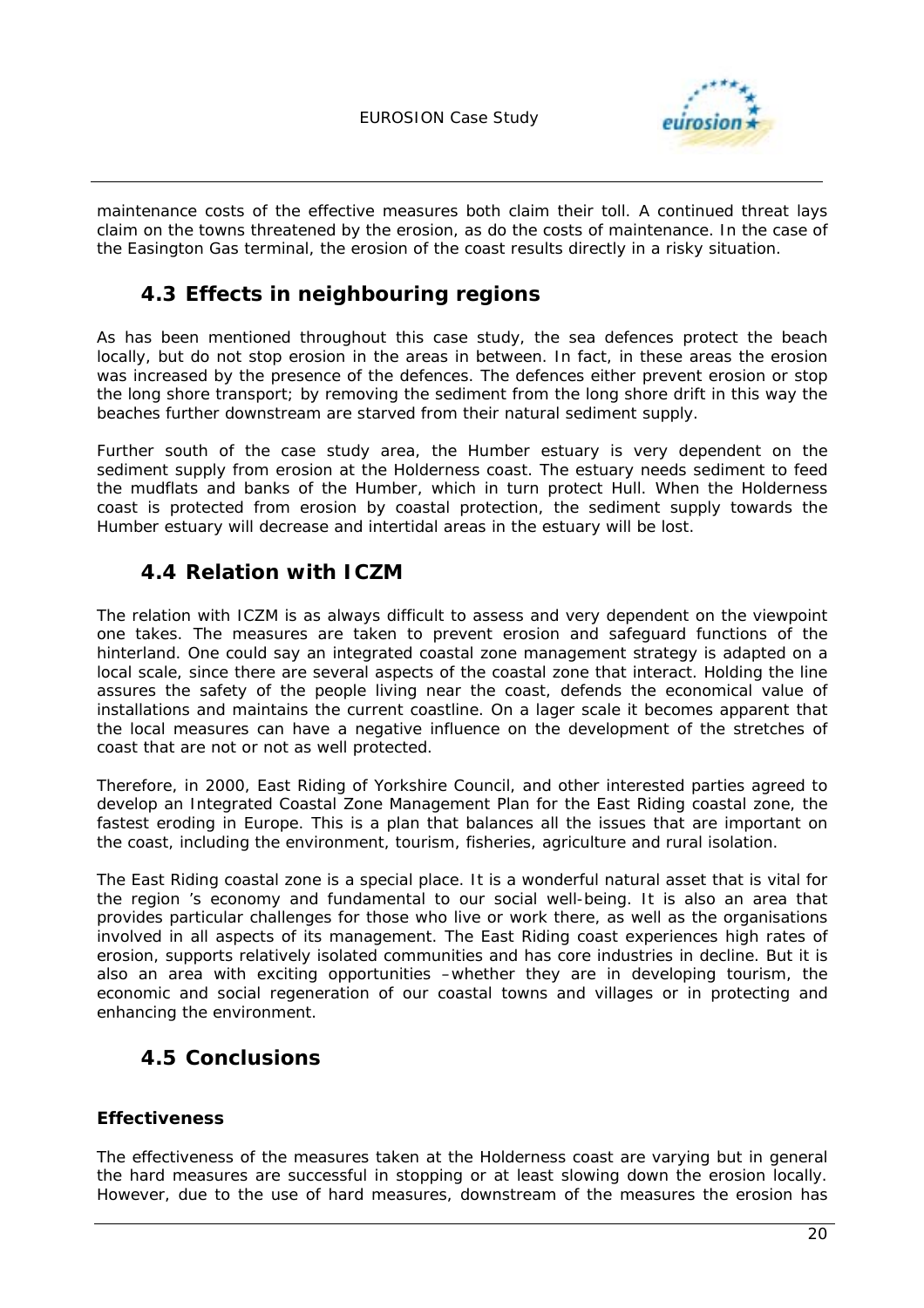maintenance costs of the effective measures both claim their toll. A continued threat lays claim on the towns threatened by the erosion, as do the costs of maintenance. In the case of the Easington Gas terminal, the erosion of the coast results directly in a risky situation.

## 4.3 Effects in neighbouring regions

As has been mentioned throughout this case study, the sea defences protect the beach locally, but do not stop erosion in the areas in between. In fact, in these areas the erosion was increased by the presence of the defences. The defences either prevent erosion or stop the long shore transport; by removing the sediment from the long shore drift in this way the beaches further downstream are starved from their natural sediment supply.

Further south of the case study area, the Humber estuary is very dependent on the sediment supply from erosion at the Holderness coast. The estuary needs sediment to feed the mudflats and banks of the Humber, which in turn protect Hull. When the Holderness coast is protected from erosion by coastal protection, the sediment supply towards the Humber estuary will decrease and intertidal areas in the estuary will be lost.

## 4.4 Relation with ICZM

The relation with ICZM is as always difficult to assess and very dependent on the viewpoint one takes. The measures are taken to prevent erosion and safeguard functions of the hinterland. One could say an integrated coastal zone management strategy is adapted on a local scale, since there are several aspects of the coastal zone that interact. Holding the line assures the safety of the people living near the coast, defends the economical value of installations and maintains the current coastline. On a lager scale it becomes apparent that the local measures can have a negative influence on the development of the stretches of coast that are not or not as well protected.

Therefore, in 2000, East Riding of Yorkshire Council, and other interested parties agreed to develop an Integrated Coastal Zone Management Plan for the East Riding coastal zone, the fastest eroding in Europe. This is a plan that balances all the issues that are important on the coast, including the environment, tourism, fisheries, agriculture and rural isolation.

The East Riding coastal zone is a special place. It is a wonderful natural asset that is vital for the region 's economy and fundamental to our social well-being. It is also an area that provides particular challenges for those who live or work there, as well as the organisations involved in all aspects of its management. The East Riding coast experiences high rates of erosion, supports relatively isolated communities and has core industries in decline. But it is also an area with exciting opportunities –whether they are in developing tourism, the economic and social regeneration of our coastal towns and villages or in protecting and enhancing the environment.

## 4.5 Conclusions

### Effectiveness

The effectiveness of the measures taken at the Holderness coast are varying but in general the hard measures are successful in stopping or at least slowing down the erosion locally. However, due to the use of hard measures, downstream of the measures the erosion has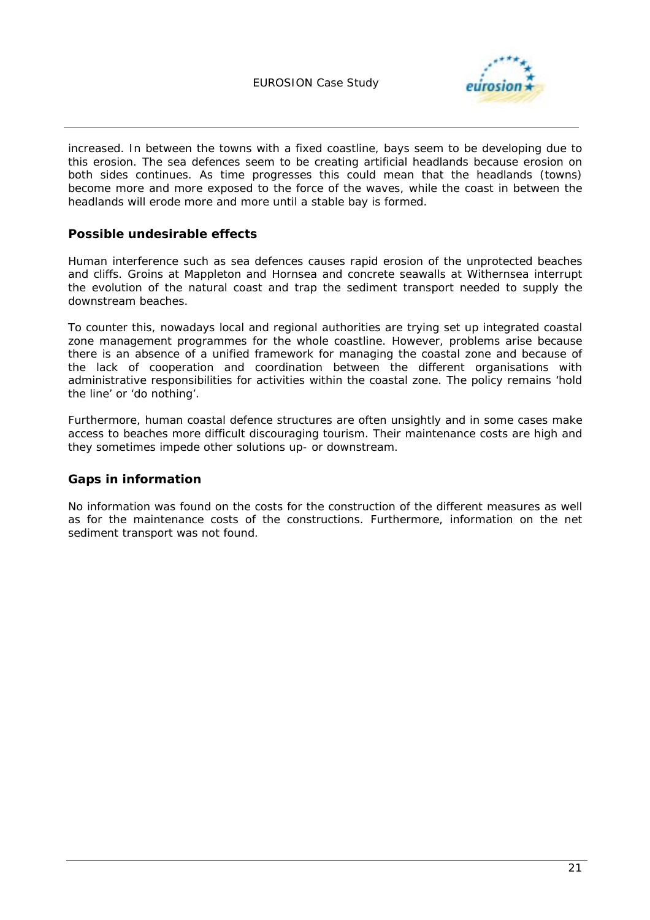increased. In between the towns with a fixed coastline, bays seem to be developing due to this erosion. The sea defences seem to be creating artificial headlands because erosion on both sides continues. As time progresses this could mean that the headlands (towns) become more and more exposed to the force of the waves, while the coast in between the headlands will erode more and more until a stable bay is formed.

## Possible undesirable effects

Human interference such as sea defences causes rapid erosion of the unprotected beaches and cliffs. Groins at Mappleton and Hornsea and concrete seawalls at Withernsea interrupt the evolution of the natural coast and trap the sediment transport needed to supply the downstream beaches.

To counter this, nowadays local and regional authorities are trying set up integrated coastal zone management programmes for the whole coastline. However, problems arise because there is an absence of a unified framework for managing the coastal zone and because of the lack of cooperation and coordination between the different organisations with administrative responsibilities for activities within the coastal zone. The policy remains 'hold the line' or 'do nothing'.

Furthermore, human coastal defence structures are often unsightly and in some cases make access to beaches more difficult discouraging tourism. Their maintenance costs are high and they sometimes impede other solutions up- or downstream.

## Gaps in information

No information was found on the costs for the construction of the different measures as well as for the maintenance costs of the constructions. Furthermore, information on the net sediment transport was not found.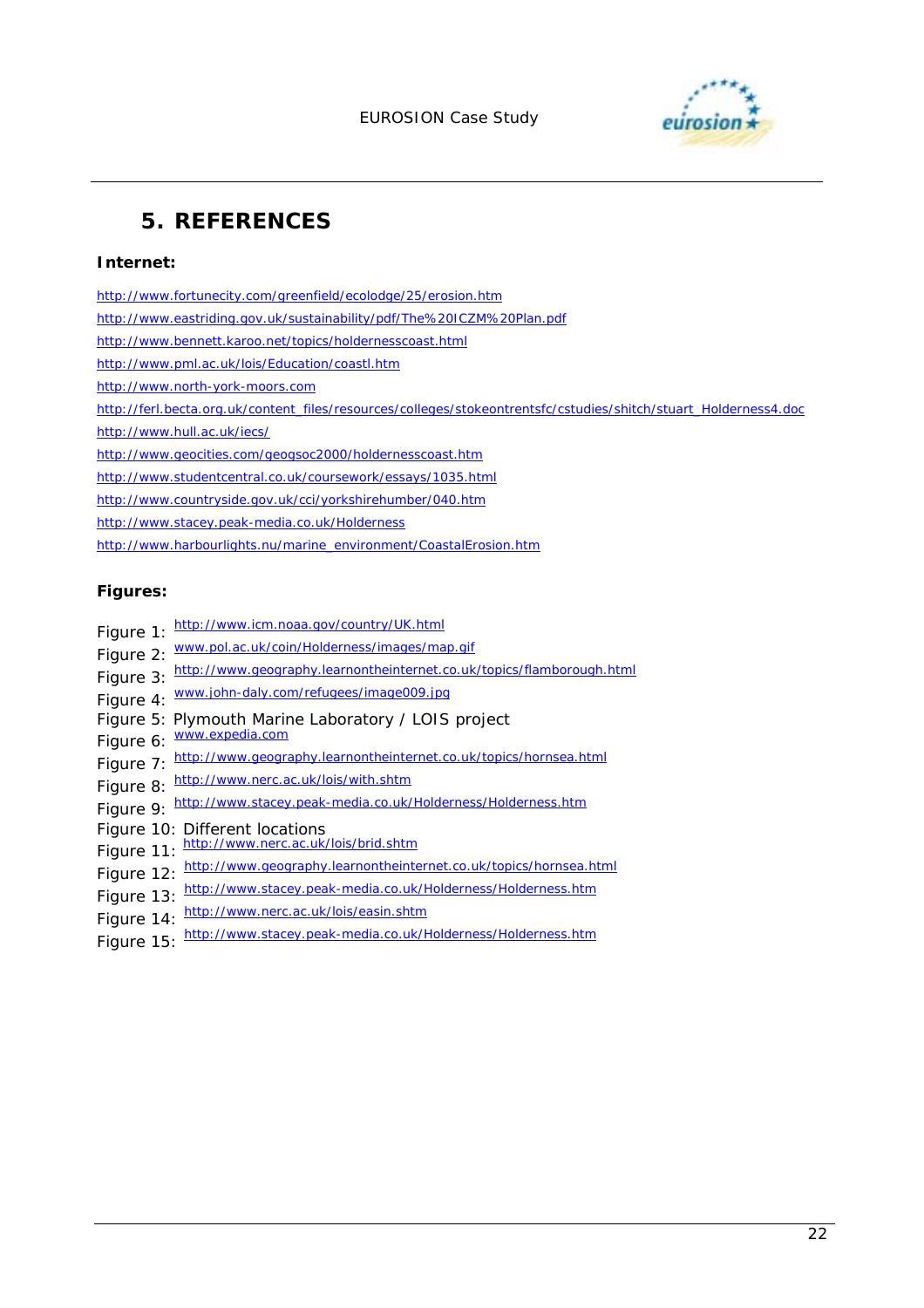## 5. REFERENCES

**Internet:**

http://www.fortunecity.com/greenfield/ecolodge/25/erosion.htm

http://www.eastriding.gov.uk/sustainability/pdf/The%20ICZM%20Plan.pdf

http://www.bennett.karoo.net/topics/holdernesscoast.html

http://www.pml.ac.uk/lois/Education/coastl.htm

http://www.north-york-moors.com

http://ferl.becta.org.uk/content_files/resources/colleges/stokeontrentsfc/cstudies/shitch/stuart_Holderness4.doc

http://www.hull.ac.uk/iecs/

http://www.geocities.com/geogsoc2000/holdernesscoast.htm

http://www.studentcentral.co.uk/coursework/essays/1035.html

http://www.countryside.gov.uk/cci/yorkshirehumber/040.htm

http://www.stacey.peak-media.co.uk/Holderness

http://www.harbourlights.nu/marine_environment/CoastalErosion.htm

**Figures:**

Figure 1: http://www.icm.noaa.gov/country/UK.html
Figure 2: www.pol.ac.uk/coin/Holderness/images/map.gif
Figure 3: http://www.geography.learnontheinternet.co.uk/topics/flamborough.html
Figure 4: www.john-daly.com/refugees/image009.jpg
Figure 5: Plymouth Marine Laboratory / LOIS project
Figure 6: www.expedia.com
Figure 7: http://www.geography.learnontheinternet.co.uk/topics/hornsea.html
Figure 8: http://www.nerc.ac.uk/lois/with.shtm
Figure 9: http://www.stacey.peak-media.co.uk/Holderness/Holderness.htm
Figure 10: Different locations
Figure 11: http://www.nerc.ac.uk/lois/brid.shtm
Figure 12: http://www.geography.learnontheinternet.co.uk/topics/hornsea.html
Figure 13: http://www.stacey.peak-media.co.uk/Holderness/Holderness.htm
Figure 14: http://www.nerc.ac.uk/lois/easin.shtm
Figure 15: http://www.stacey.peak-media.co.uk/Holderness/Holderness.htm